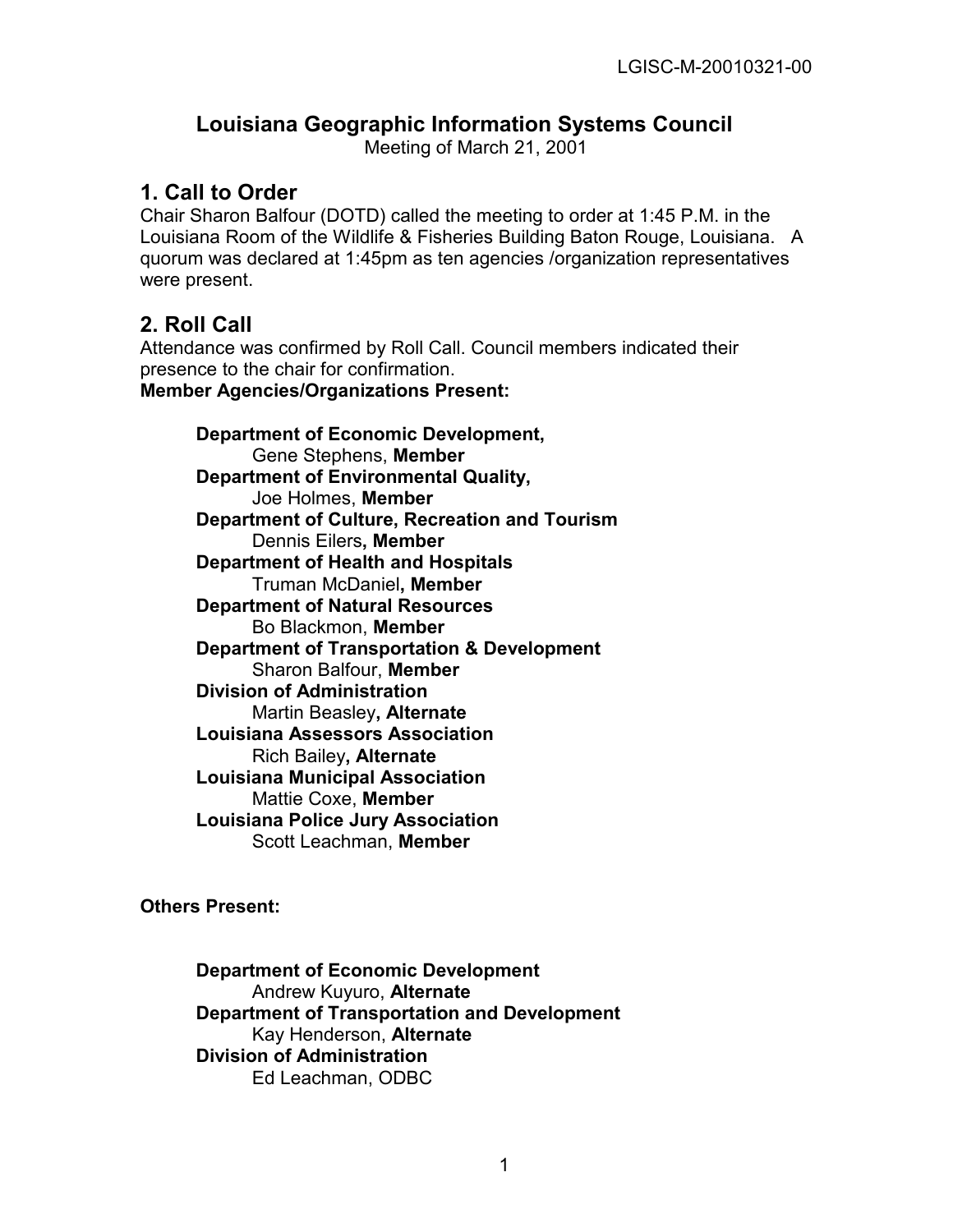LGISC-M-20010321-00

# Louisiana Geographic Information Systems Council

Meeting of March 21, 2001

## 1. Call to Order

Chair Sharon Balfour (DOTD) called the meeting to order at 1:45 P.M. in the Louisiana Room of the Wildlife & Fisheries Building Baton Rouge, Louisiana. A quorum was declared at 1:45pm as ten agencies /organization representatives were present.

## 2. Roll Call

Attendance was confirmed by Roll Call. Council members indicated their presence to the chair for confirmation.

**Member Agencies/Organizations Present:**

**Department of Economic Development,**
Gene Stephens, **Member**

**Department of Environmental Quality,**
Joe Holmes, **Member**

**Department of Culture, Recreation and Tourism**
Dennis Eilers**, Member**

**Department of Health and Hospitals**
Truman McDaniel**, Member**

**Department of Natural Resources**
Bo Blackmon, **Member**

**Department of Transportation & Development**
Sharon Balfour, **Member**

**Division of Administration**
Martin Beasley**, Alternate**

**Louisiana Assessors Association**
Rich Bailey**, Alternate**

**Louisiana Municipal Association**
Mattie Coxe, **Member**

**Louisiana Police Jury Association**
Scott Leachman, **Member**

**Others Present:**

**Department of Economic Development**
Andrew Kuyuro, **Alternate**

**Department of Transportation and Development**
Kay Henderson, **Alternate**

**Division of Administration**
Ed Leachman, ODBC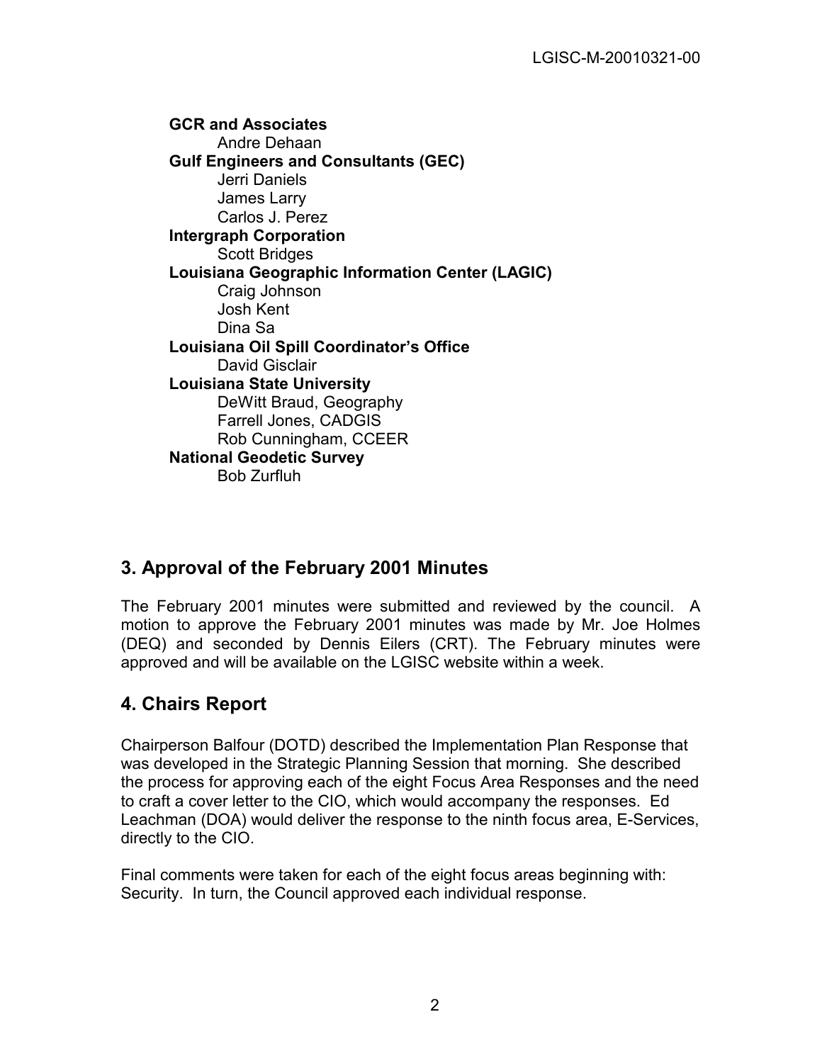**GCR and Associates**
    Andre Dehaan
**Gulf Engineers and Consultants (GEC)**
    Jerri Daniels
    James Larry
    Carlos J. Perez
**Intergraph Corporation**
    Scott Bridges
**Louisiana Geographic Information Center (LAGIC)**
    Craig Johnson
    Josh Kent
    Dina Sa
**Louisiana Oil Spill Coordinator's Office**
    David Gisclair
**Louisiana State University**
    DeWitt Braud, Geography
    Farrell Jones, CADGIS
    Rob Cunningham, CCEER
**National Geodetic Survey**
    Bob Zurfluh

## 3. Approval of the February 2001 Minutes

The February 2001 minutes were submitted and reviewed by the council. A motion to approve the February 2001 minutes was made by Mr. Joe Holmes (DEQ) and seconded by Dennis Eilers (CRT). The February minutes were approved and will be available on the LGISC website within a week.

## 4. Chairs Report

Chairperson Balfour (DOTD) described the Implementation Plan Response that was developed in the Strategic Planning Session that morning. She described the process for approving each of the eight Focus Area Responses and the need to craft a cover letter to the CIO, which would accompany the responses. Ed Leachman (DOA) would deliver the response to the ninth focus area, E-Services, directly to the CIO.

Final comments were taken for each of the eight focus areas beginning with: Security. In turn, the Council approved each individual response.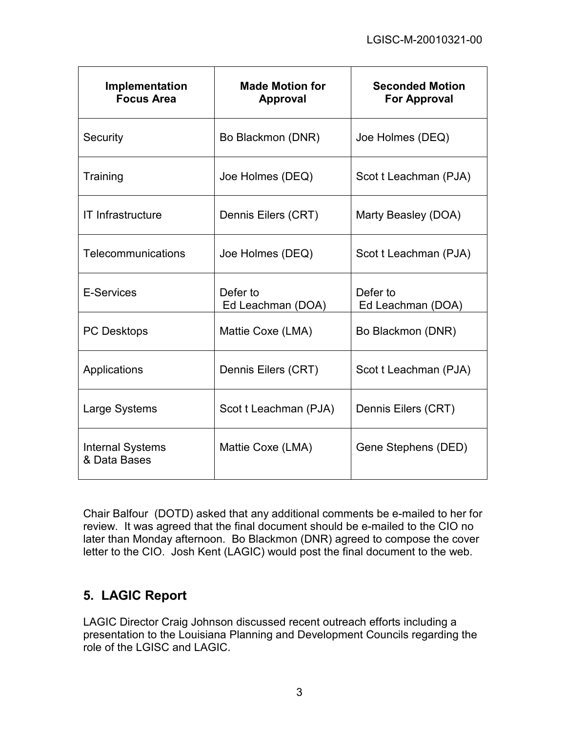| Implementation Focus Area | Made Motion for Approval | Seconded Motion For Approval |
|---|---|---|
| Security | Bo Blackmon (DNR) | Joe Holmes (DEQ) |
| Training | Joe Holmes (DEQ) | Scot t Leachman (PJA) |
| IT Infrastructure | Dennis Eilers (CRT) | Marty Beasley (DOA) |
| Telecommunications | Joe Holmes (DEQ) | Scot t Leachman (PJA) |
| E-Services | Defer to Ed Leachman (DOA) | Defer to Ed Leachman (DOA) |
| PC Desktops | Mattie Coxe (LMA) | Bo Blackmon (DNR) |
| Applications | Dennis Eilers (CRT) | Scot t Leachman (PJA) |
| Large Systems | Scot t Leachman (PJA) | Dennis Eilers (CRT) |
| Internal Systems & Data Bases | Mattie Coxe (LMA) | Gene Stephens (DED) |

Chair Balfour (DOTD) asked that any additional comments be e-mailed to her for review. It was agreed that the final document should be e-mailed to the CIO no later than Monday afternoon. Bo Blackmon (DNR) agreed to compose the cover letter to the CIO. Josh Kent (LAGIC) would post the final document to the web.

## 5. LAGIC Report

LAGIC Director Craig Johnson discussed recent outreach efforts including a presentation to the Louisiana Planning and Development Councils regarding the role of the LGISC and LAGIC.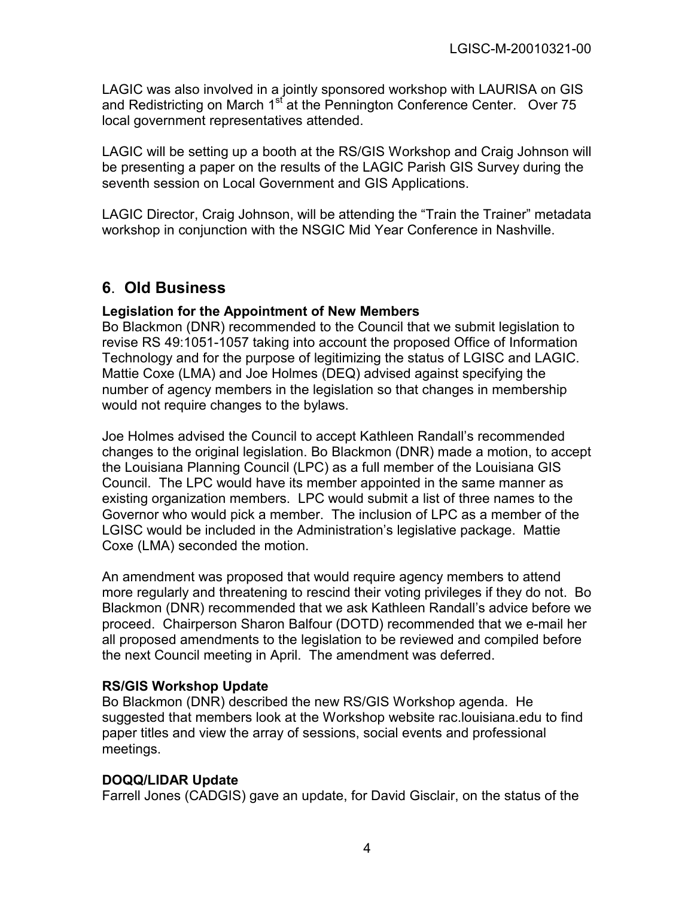LAGIC was also involved in a jointly sponsored workshop with LAURISA on GIS and Redistricting on March 1st at the Pennington Conference Center. Over 75 local government representatives attended.

LAGIC will be setting up a booth at the RS/GIS Workshop and Craig Johnson will be presenting a paper on the results of the LAGIC Parish GIS Survey during the seventh session on Local Government and GIS Applications.

LAGIC Director, Craig Johnson, will be attending the "Train the Trainer" metadata workshop in conjunction with the NSGIC Mid Year Conference in Nashville.

## 6. Old Business

**Legislation for the Appointment of New Members**

Bo Blackmon (DNR) recommended to the Council that we submit legislation to revise RS 49:1051-1057 taking into account the proposed Office of Information Technology and for the purpose of legitimizing the status of LGISC and LAGIC. Mattie Coxe (LMA) and Joe Holmes (DEQ) advised against specifying the number of agency members in the legislation so that changes in membership would not require changes to the bylaws.

Joe Holmes advised the Council to accept Kathleen Randall's recommended changes to the original legislation. Bo Blackmon (DNR) made a motion, to accept the Louisiana Planning Council (LPC) as a full member of the Louisiana GIS Council. The LPC would have its member appointed in the same manner as existing organization members. LPC would submit a list of three names to the Governor who would pick a member. The inclusion of LPC as a member of the LGISC would be included in the Administration's legislative package. Mattie Coxe (LMA) seconded the motion.

An amendment was proposed that would require agency members to attend more regularly and threatening to rescind their voting privileges if they do not. Bo Blackmon (DNR) recommended that we ask Kathleen Randall's advice before we proceed. Chairperson Sharon Balfour (DOTD) recommended that we e-mail her all proposed amendments to the legislation to be reviewed and compiled before the next Council meeting in April. The amendment was deferred.

**RS/GIS Workshop Update**

Bo Blackmon (DNR) described the new RS/GIS Workshop agenda. He suggested that members look at the Workshop website rac.louisiana.edu to find paper titles and view the array of sessions, social events and professional meetings.

**DOQQ/LIDAR Update**

Farrell Jones (CADGIS) gave an update, for David Gisclair, on the status of the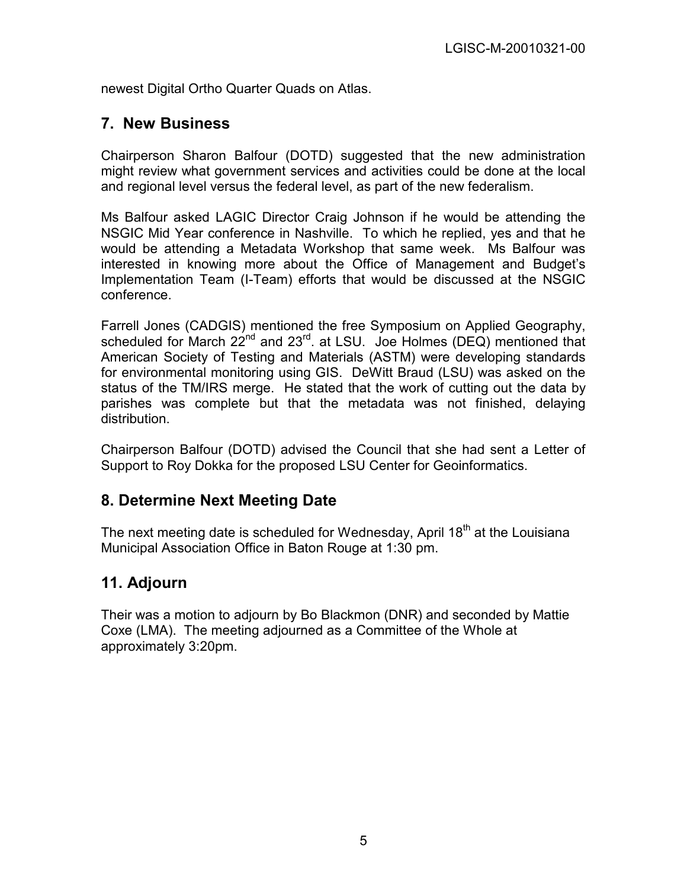newest Digital Ortho Quarter Quads on Atlas.

## 7. New Business

Chairperson Sharon Balfour (DOTD) suggested that the new administration might review what government services and activities could be done at the local and regional level versus the federal level, as part of the new federalism.

Ms Balfour asked LAGIC Director Craig Johnson if he would be attending the NSGIC Mid Year conference in Nashville. To which he replied, yes and that he would be attending a Metadata Workshop that same week. Ms Balfour was interested in knowing more about the Office of Management and Budget's Implementation Team (I-Team) efforts that would be discussed at the NSGIC conference.

Farrell Jones (CADGIS) mentioned the free Symposium on Applied Geography, scheduled for March 22nd and 23rd. at LSU. Joe Holmes (DEQ) mentioned that American Society of Testing and Materials (ASTM) were developing standards for environmental monitoring using GIS. DeWitt Braud (LSU) was asked on the status of the TM/IRS merge. He stated that the work of cutting out the data by parishes was complete but that the metadata was not finished, delaying distribution.

Chairperson Balfour (DOTD) advised the Council that she had sent a Letter of Support to Roy Dokka for the proposed LSU Center for Geoinformatics.

## 8. Determine Next Meeting Date

The next meeting date is scheduled for Wednesday, April 18th at the Louisiana Municipal Association Office in Baton Rouge at 1:30 pm.

## 11. Adjourn

Their was a motion to adjourn by Bo Blackmon (DNR) and seconded by Mattie Coxe (LMA). The meeting adjourned as a Committee of the Whole at approximately 3:20pm.